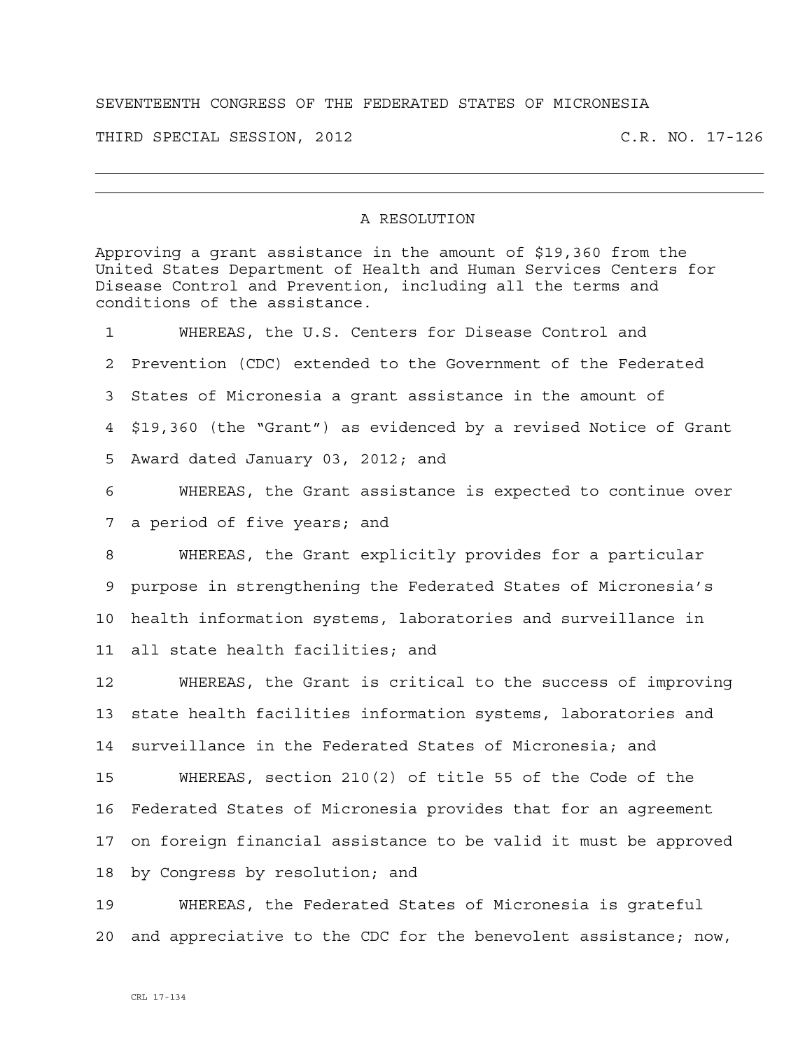SEVENTEENTH CONGRESS OF THE FEDERATED STATES OF MICRONESIA

THIRD SPECIAL SESSION, 2012 C.R. NO. 17-126

---

## A RESOLUTION

Approving a grant assistance in the amount of $19,360 from the United States Department of Health and Human Services Centers for Disease Control and Prevention, including all the terms and conditions of the assistance.

1 WHEREAS, the U.S. Centers for Disease Control and
2 Prevention (CDC) extended to the Government of the Federated
3 States of Micronesia a grant assistance in the amount of
4 $19,360 (the "Grant") as evidenced by a revised Notice of Grant
5 Award dated January 03, 2012; and

6 WHEREAS, the Grant assistance is expected to continue over
7 a period of five years; and

8 WHEREAS, the Grant explicitly provides for a particular
9 purpose in strengthening the Federated States of Micronesia's
10 health information systems, laboratories and surveillance in
11 all state health facilities; and

12 WHEREAS, the Grant is critical to the success of improving
13 state health facilities information systems, laboratories and
14 surveillance in the Federated States of Micronesia; and

15 WHEREAS, section 210(2) of title 55 of the Code of the
16 Federated States of Micronesia provides that for an agreement
17 on foreign financial assistance to be valid it must be approved
18 by Congress by resolution; and

19 WHEREAS, the Federated States of Micronesia is grateful
20 and appreciative to the CDC for the benevolent assistance; now,

CRL 17-134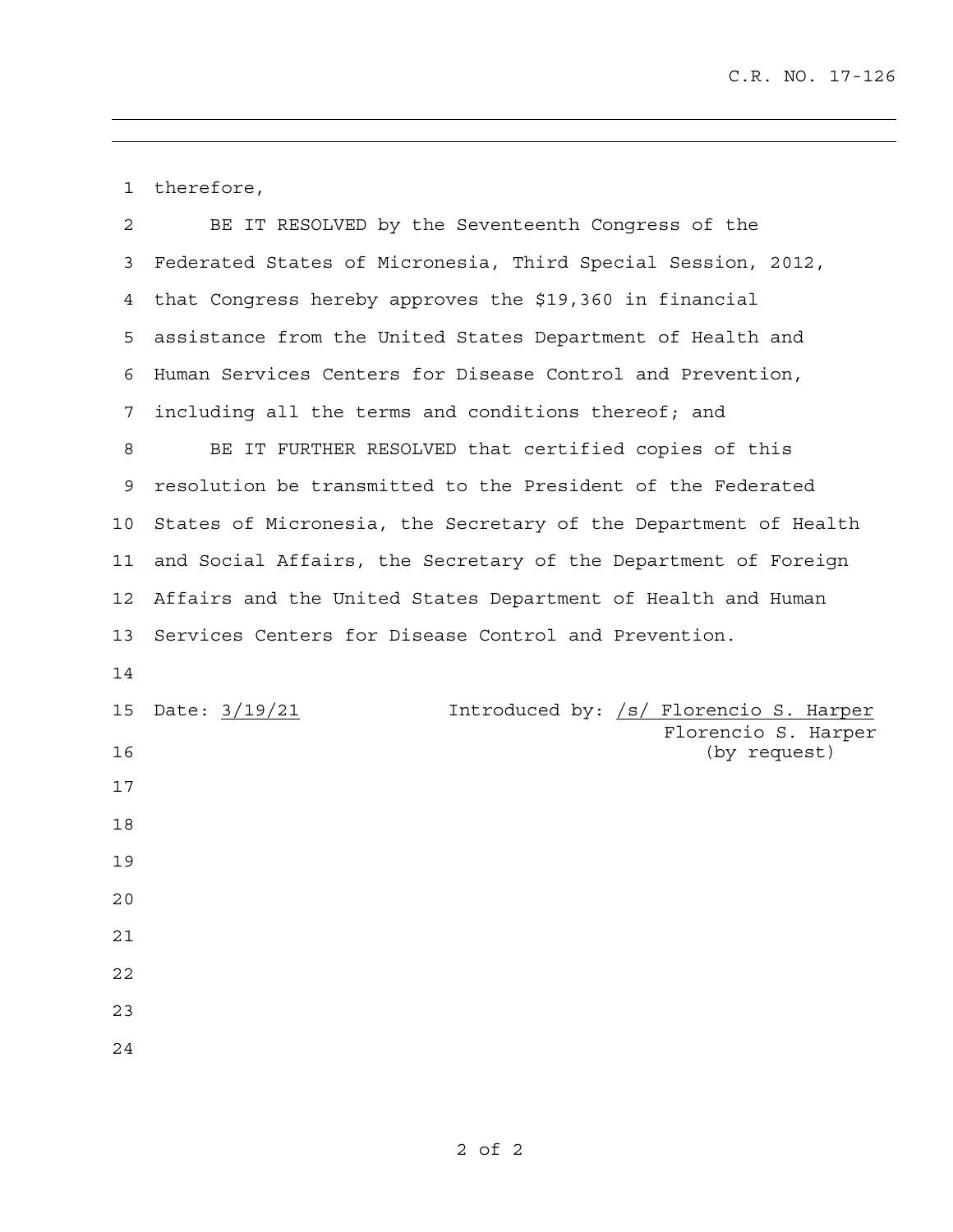therefore,

BE IT RESOLVED by the Seventeenth Congress of the Federated States of Micronesia, Third Special Session, 2012, that Congress hereby approves the $19,360 in financial assistance from the United States Department of Health and Human Services Centers for Disease Control and Prevention, including all the terms and conditions thereof; and

BE IT FURTHER RESOLVED that certified copies of this resolution be transmitted to the President of the Federated States of Micronesia, the Secretary of the Department of Health and Social Affairs, the Secretary of the Department of Foreign Affairs and the United States Department of Health and Human Services Centers for Disease Control and Prevention.

Date: 3/19/21

Introduced by: /s/ Florencio S. Harper
Florencio S. Harper
(by request)